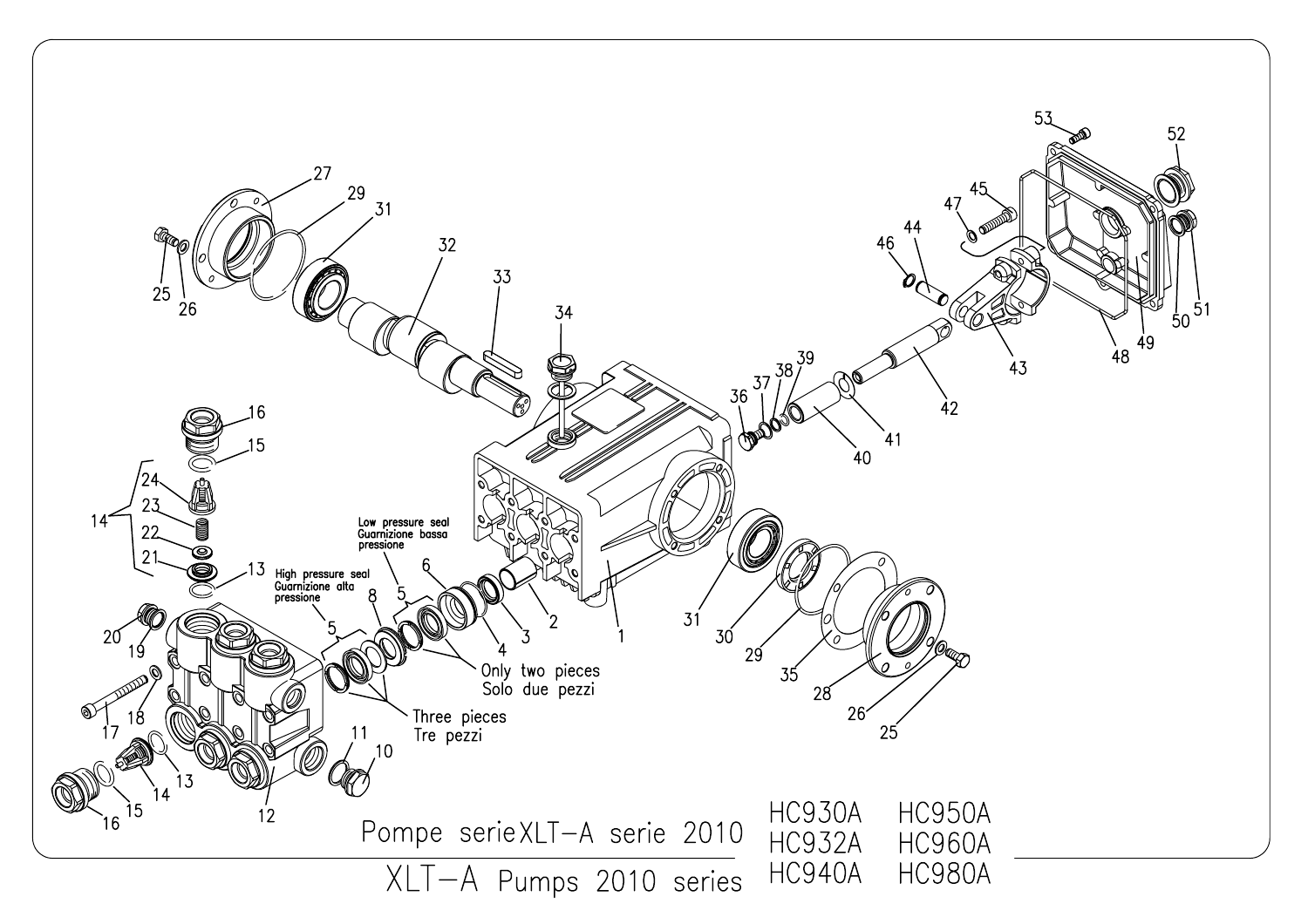Low pressure seal
Guarnizione bassa pressione

High pressure seal
Guarnizione alta pressione

Only two pieces
Solo due pezzi

Three pieces
Tre pezzi

Pompe serie XLT-A serie 2010

XLT-A Pumps 2010 series

HC930A HC950A
HC932A HC960A
HC940A HC980A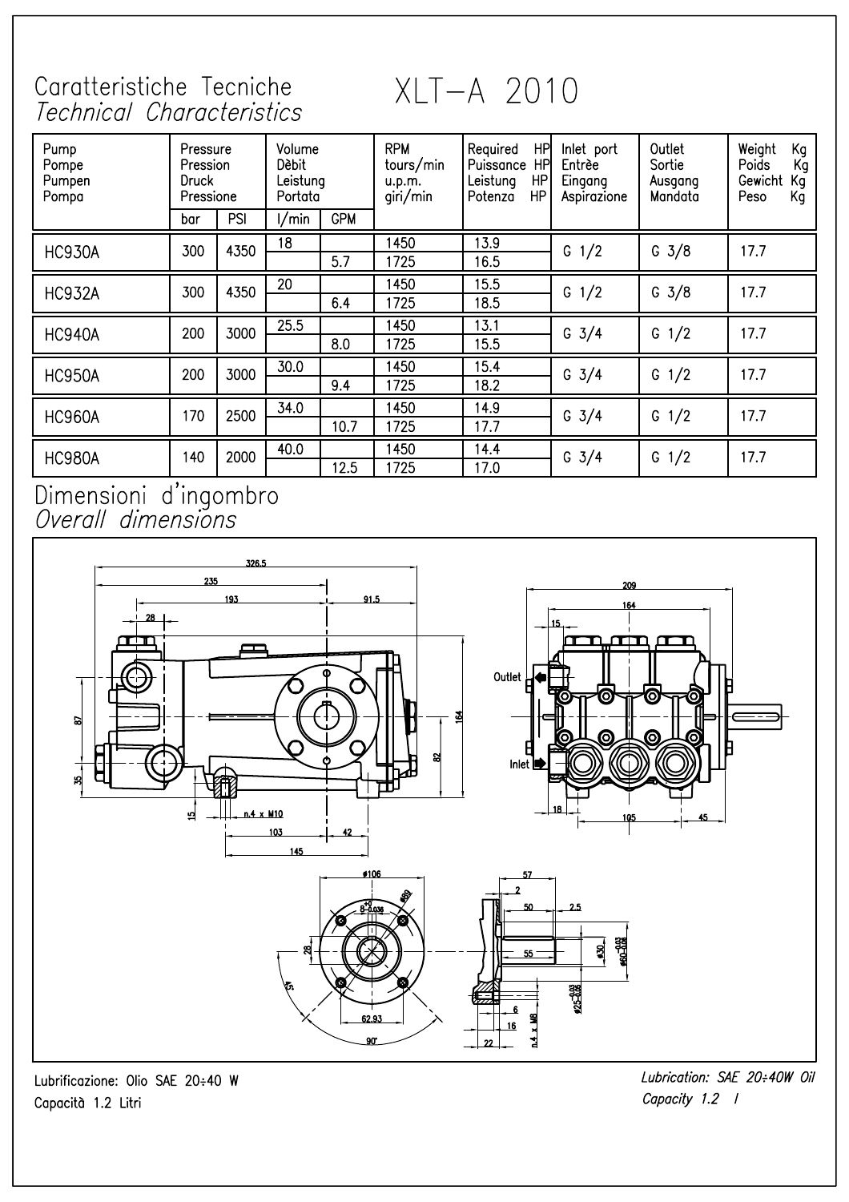# Caratteristiche Tecniche
*Technical Characteristics*

# XLT–A 2010

| Pump<br>Pompe<br>Pumpen<br>Pompa | Pressure<br>Pression<br>Druck<br>Pressione | | Volume<br>Dèbit<br>Leistung<br>Portata | | RPM<br>tours/min<br>u.p.m.<br>giri/min | Required HP<br>Puissance HP<br>Leistung HP<br>Potenza HP | Inlet port<br>Entrèe<br>Eingang<br>Aspirazione | Outlet<br>Sortie<br>Ausgang<br>Mandata | Weight Kg<br>Poids Kg<br>Gewicht Kg<br>Peso Kg |
|---|---|---|---|---|---|---|---|---|---|
| | bar | PSI | l/min | GPM | | | | | |
| HC930A | 300 | 4350 | 18 | | 1450 | 13.9 | G 1/2 | G 3/8 | 17.7 |
| | | | | 5.7 | 1725 | 16.5 | | | |
| HC932A | 300 | 4350 | 20 | | 1450 | 15.5 | G 1/2 | G 3/8 | 17.7 |
| | | | | 6.4 | 1725 | 18.5 | | | |
| HC940A | 200 | 3000 | 25.5 | | 1450 | 13.1 | G 3/4 | G 1/2 | 17.7 |
| | | | | 8.0 | 1725 | 15.5 | | | |
| HC950A | 200 | 3000 | 30.0 | | 1450 | 15.4 | G 3/4 | G 1/2 | 17.7 |
| | | | | 9.4 | 1725 | 18.2 | | | |
| HC960A | 170 | 2500 | 34.0 | | 1450 | 14.9 | G 3/4 | G 1/2 | 17.7 |
| | | | | 10.7 | 1725 | 17.7 | | | |
| HC980A | 140 | 2000 | 40.0 | | 1450 | 14.4 | G 3/4 | G 1/2 | 17.7 |
| | | | | 12.5 | 1725 | 17.0 | | | |

# Dimensioni d'ingombro
*Overall dimensions*

Lubrificazione: Olio SAE 20÷40 W

Capacità 1.2 Litri

*Lubrication: SAE 20÷40W Oil*

*Capacity 1.2 l*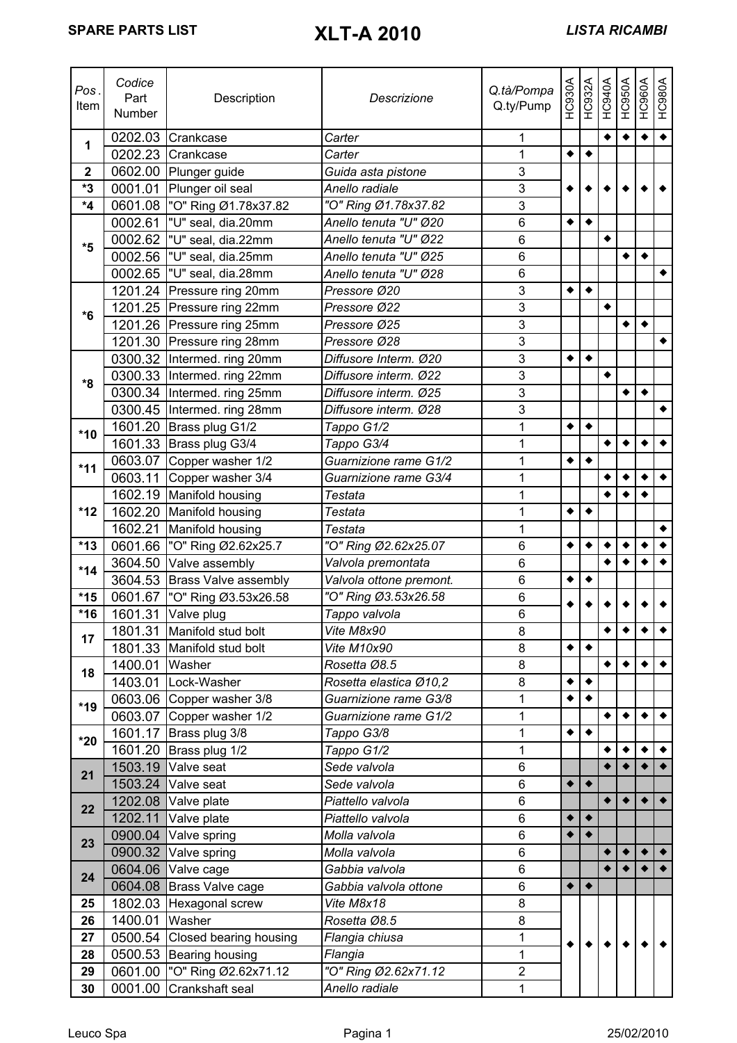# SPARE PARTS LIST — XLT-A 2010 — *LISTA RICAMBI*

| Pos. Item | Codice Part Number | Description | *Descrizione* | Q.tà/Pompa Q.ty/Pump | HC930A | HC932A | HC940A | HC950A | HC960A | HC980A |
|---|---|---|---|---|---|---|---|---|---|---|
| 1 | 0202.03 | Crankcase | *Carter* | 1 | | | ◆ | ◆ | ◆ | ◆ |
| | 0202.23 | Crankcase | *Carter* | 1 | ◆ | ◆ | | | | |
| 2 | 0602.00 | Plunger guide | *Guida asta pistone* | 3 | ◆ | ◆ | ◆ | ◆ | ◆ | ◆ |
| *3 | 0001.01 | Plunger oil seal | *Anello radiale* | 3 | ◆ | ◆ | ◆ | ◆ | ◆ | ◆ |
| *4 | 0601.08 | "O" Ring Ø1.78x37.82 | *"O" Ring Ø1.78x37.82* | 3 | ◆ | ◆ | ◆ | ◆ | ◆ | ◆ |
| *5 | 0002.61 | "U" seal, dia.20mm | *Anello tenuta "U" Ø20* | 6 | ◆ | ◆ | | | | |
| | 0002.62 | "U" seal, dia.22mm | *Anello tenuta "U" Ø22* | 6 | | | ◆ | | | |
| | 0002.56 | "U" seal, dia.25mm | *Anello tenuta "U" Ø25* | 6 | | | | ◆ | ◆ | |
| | 0002.65 | "U" seal, dia.28mm | *Anello tenuta "U" Ø28* | 6 | | | | | | ◆ |
| *6 | 1201.24 | Pressure ring 20mm | *Pressore Ø20* | 3 | ◆ | ◆ | | | | |
| | 1201.25 | Pressure ring 22mm | *Pressore Ø22* | 3 | | | ◆ | | | |
| | 1201.26 | Pressure ring 25mm | *Pressore Ø25* | 3 | | | | ◆ | ◆ | |
| | 1201.30 | Pressure ring 28mm | *Pressore Ø28* | 3 | | | | | | ◆ |
| *8 | 0300.32 | Intermed. ring 20mm | *Diffusore Interm. Ø20* | 3 | ◆ | ◆ | | | | |
| | 0300.33 | Intermed. ring 22mm | *Diffusore interm. Ø22* | 3 | | | ◆ | | | |
| | 0300.34 | Intermed. ring 25mm | *Diffusore interm. Ø25* | 3 | | | | ◆ | ◆ | |
| | 0300.45 | Intermed. ring 28mm | *Diffusore interm. Ø28* | 3 | | | | | | ◆ |
| *10 | 1601.20 | Brass plug G1/2 | *Tappo G1/2* | 1 | ◆ | ◆ | | | | |
| | 1601.33 | Brass plug G3/4 | *Tappo G3/4* | 1 | | | ◆ | ◆ | ◆ | ◆ |
| *11 | 0603.07 | Copper washer 1/2 | *Guarnizione rame G1/2* | 1 | ◆ | ◆ | | | | |
| | 0603.11 | Copper washer 3/4 | *Guarnizione rame G3/4* | 1 | | | ◆ | ◆ | ◆ | ◆ |
| *12 | 1602.19 | Manifold housing | *Testata* | 1 | | | ◆ | ◆ | ◆ | |
| | 1602.20 | Manifold housing | *Testata* | 1 | ◆ | ◆ | | | | |
| | 1602.21 | Manifold housing | *Testata* | 1 | | | | | | ◆ |
| *13 | 0601.66 | "O" Ring Ø2.62x25.7 | *"O" Ring Ø2.62x25.07* | 6 | ◆ | ◆ | ◆ | ◆ | ◆ | ◆ |
| *14 | 3604.50 | Valve assembly | *Valvola premontata* | 6 | | | ◆ | ◆ | ◆ | ◆ |
| | 3604.53 | Brass Valve assembly | *Valvola ottone premont.* | 6 | ◆ | ◆ | | | | |
| *15 | 0601.67 | "O" Ring Ø3.53x26.58 | *"O" Ring Ø3.53x26.58* | 6 | ◆ | ◆ | ◆ | ◆ | ◆ | ◆ |
| *16 | 1601.31 | Valve plug | *Tappo valvola* | 6 | ◆ | ◆ | ◆ | ◆ | ◆ | ◆ |
| 17 | 1801.31 | Manifold stud bolt | *Vite M8x90* | 8 | | | ◆ | ◆ | ◆ | ◆ |
| | 1801.33 | Manifold stud bolt | *Vite M10x90* | 8 | ◆ | ◆ | | | | |
| 18 | 1400.01 | Washer | *Rosetta Ø8.5* | 8 | | | ◆ | ◆ | ◆ | ◆ |
| | 1403.01 | Lock-Washer | *Rosetta elastica Ø10,2* | 8 | ◆ | ◆ | | | | |
| *19 | 0603.06 | Copper washer 3/8 | *Guarnizione rame G3/8* | 1 | ◆ | ◆ | | | | |
| | 0603.07 | Copper washer 1/2 | *Guarnizione rame G1/2* | 1 | | | ◆ | ◆ | ◆ | ◆ |
| *20 | 1601.17 | Brass plug 3/8 | *Tappo G3/8* | 1 | ◆ | ◆ | | | | |
| | 1601.20 | Brass plug 1/2 | *Tappo G1/2* | 1 | | | ◆ | ◆ | ◆ | ◆ |
| 21 | 1503.19 | Valve seat | *Sede valvola* | 6 | | | ◆ | ◆ | ◆ | ◆ |
| | 1503.24 | Valve seat | *Sede valvola* | 6 | ◆ | ◆ | | | | |
| 22 | 1202.08 | Valve plate | *Piattello valvola* | 6 | | | ◆ | ◆ | ◆ | ◆ |
| | 1202.11 | Valve plate | *Piattello valvola* | 6 | ◆ | ◆ | | | | |
| 23 | 0900.04 | Valve spring | *Molla valvola* | 6 | ◆ | ◆ | | | | |
| | 0900.32 | Valve spring | *Molla valvola* | 6 | | | ◆ | ◆ | ◆ | ◆ |
| 24 | 0604.06 | Valve cage | *Gabbia valvola* | 6 | | | ◆ | ◆ | ◆ | ◆ |
| | 0604.08 | Brass Valve cage | *Gabbia valvola ottone* | 6 | ◆ | ◆ | | | | |
| 25 | 1802.03 | Hexagonal screw | *Vite M8x18* | 8 | ◆ | ◆ | ◆ | ◆ | ◆ | ◆ |
| 26 | 1400.01 | Washer | *Rosetta Ø8.5* | 8 | ◆ | ◆ | ◆ | ◆ | ◆ | ◆ |
| 27 | 0500.54 | Closed bearing housing | *Flangia chiusa* | 1 | ◆ | ◆ | ◆ | ◆ | ◆ | ◆ |
| 28 | 0500.53 | Bearing housing | *Flangia* | 1 | ◆ | ◆ | ◆ | ◆ | ◆ | ◆ |
| 29 | 0601.00 | "O" Ring Ø2.62x71.12 | *"O" Ring Ø2.62x71.12* | 2 | ◆ | ◆ | ◆ | ◆ | ◆ | ◆ |
| 30 | 0001.00 | Crankshaft seal | *Anello radiale* | 1 | ◆ | ◆ | ◆ | ◆ | ◆ | ◆ |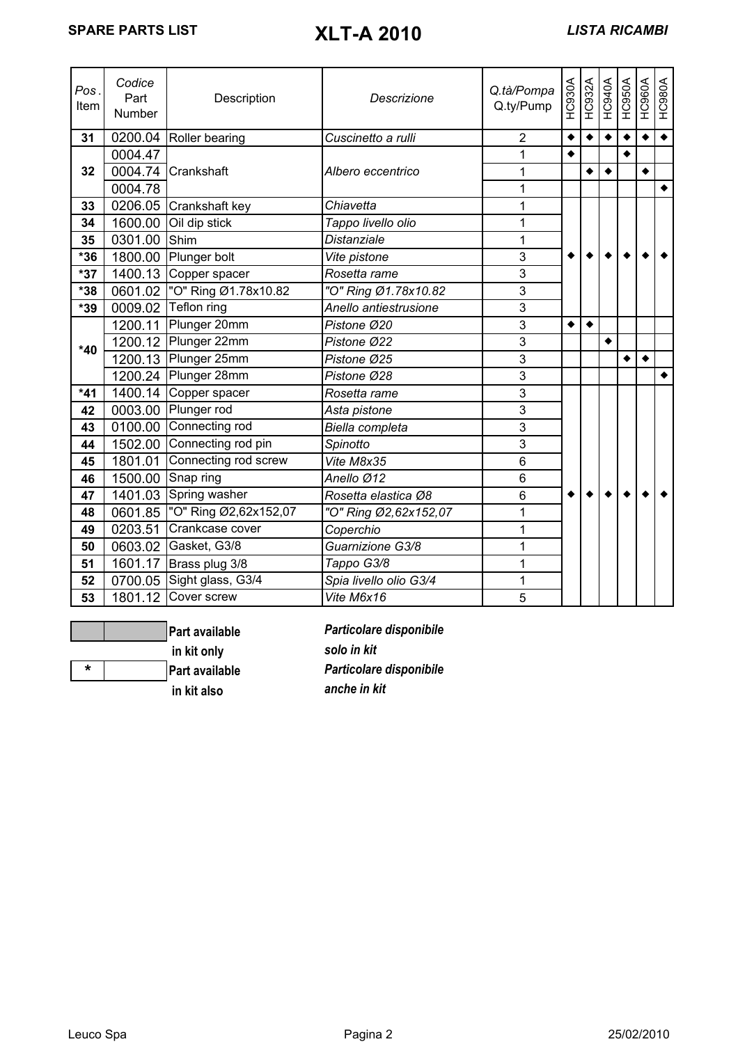**SPARE PARTS LIST** | **XLT-A 2010** | ***LISTA RICAMBI***

| Pos. Item | Codice Part Number | Description | *Descrizione* | *Q.tà/Pompa* Q.ty/Pump | HC930A | HC932A | HC940A | HC950A | HC960A | HC980A |
|---|---|---|---|---|---|---|---|---|---|---|
| **31** | 0200.04 | Roller bearing | *Cuscinetto a rulli* | 2 | ◆ | ◆ | ◆ | ◆ | ◆ | ◆ |
| **32** | 0004.47 | Crankshaft | *Albero eccentrico* | 1 | ◆ | | | ◆ | | |
| | 0004.74 | | | 1 | | ◆ | ◆ | | ◆ | |
| | 0004.78 | | | 1 | | | | | | ◆ |
| **33** | 0206.05 | Crankshaft key | *Chiavetta* | 1 | ◆ | ◆ | ◆ | ◆ | ◆ | ◆ |
| **34** | 1600.00 | Oil dip stick | *Tappo livello olio* | 1 | ◆ | ◆ | ◆ | ◆ | ◆ | ◆ |
| **35** | 0301.00 | Shim | *Distanziale* | 1 | ◆ | ◆ | ◆ | ◆ | ◆ | ◆ |
| ***36** | 1800.00 | Plunger bolt | *Vite pistone* | 3 | ◆ | ◆ | ◆ | ◆ | ◆ | ◆ |
| ***37** | 1400.13 | Copper spacer | *Rosetta rame* | 3 | ◆ | ◆ | ◆ | ◆ | ◆ | ◆ |
| ***38** | 0601.02 | "O" Ring Ø1.78x10.82 | *"O" Ring Ø1.78x10.82* | 3 | ◆ | ◆ | ◆ | ◆ | ◆ | ◆ |
| ***39** | 0009.02 | Teflon ring | *Anello antiestrusione* | 3 | ◆ | ◆ | ◆ | ◆ | ◆ | ◆ |
| ***40** | 1200.11 | Plunger 20mm | *Pistone Ø20* | 3 | ◆ | ◆ | | | | |
| | 1200.12 | Plunger 22mm | *Pistone Ø22* | 3 | | | ◆ | | | |
| | 1200.13 | Plunger 25mm | *Pistone Ø25* | 3 | | | | ◆ | ◆ | |
| | 1200.24 | Plunger 28mm | *Pistone Ø28* | 3 | | | | | | ◆ |
| ***41** | 1400.14 | Copper spacer | *Rosetta rame* | 3 | ◆ | ◆ | ◆ | ◆ | ◆ | ◆ |
| **42** | 0003.00 | Plunger rod | *Asta pistone* | 3 | ◆ | ◆ | ◆ | ◆ | ◆ | ◆ |
| **43** | 0100.00 | Connecting rod | *Biella completa* | 3 | ◆ | ◆ | ◆ | ◆ | ◆ | ◆ |
| **44** | 1502.00 | Connecting rod pin | *Spinotto* | 3 | ◆ | ◆ | ◆ | ◆ | ◆ | ◆ |
| **45** | 1801.01 | Connecting rod screw | *Vite M8x35* | 6 | ◆ | ◆ | ◆ | ◆ | ◆ | ◆ |
| **46** | 1500.00 | Snap ring | *Anello Ø12* | 6 | ◆ | ◆ | ◆ | ◆ | ◆ | ◆ |
| **47** | 1401.03 | Spring washer | *Rosetta elastica Ø8* | 6 | ◆ | ◆ | ◆ | ◆ | ◆ | ◆ |
| **48** | 0601.85 | "O" Ring Ø2,62x152,07 | *"O" Ring Ø2,62x152,07* | 1 | ◆ | ◆ | ◆ | ◆ | ◆ | ◆ |
| **49** | 0203.51 | Crankcase cover | *Coperchio* | 1 | ◆ | ◆ | ◆ | ◆ | ◆ | ◆ |
| **50** | 0603.02 | Gasket, G3/8 | *Guarnizione G3/8* | 1 | ◆ | ◆ | ◆ | ◆ | ◆ | ◆ |
| **51** | 1601.17 | Brass plug 3/8 | *Tappo G3/8* | 1 | ◆ | ◆ | ◆ | ◆ | ◆ | ◆ |
| **52** | 0700.05 | Sight glass, G3/4 | *Spia livello olio G3/4* | 1 | ◆ | ◆ | ◆ | ◆ | ◆ | ◆ |
| **53** | 1801.12 | Cover screw | *Vite M6x16* | 5 | ◆ | ◆ | ◆ | ◆ | ◆ | ◆ |

| | | | |
|---|---|---|---|
| (grey) | | **Part available in kit only** | ***Particolare disponibile solo in kit*** |
| * | | **Part available in kit also** | ***Particolare disponibile anche in kit*** |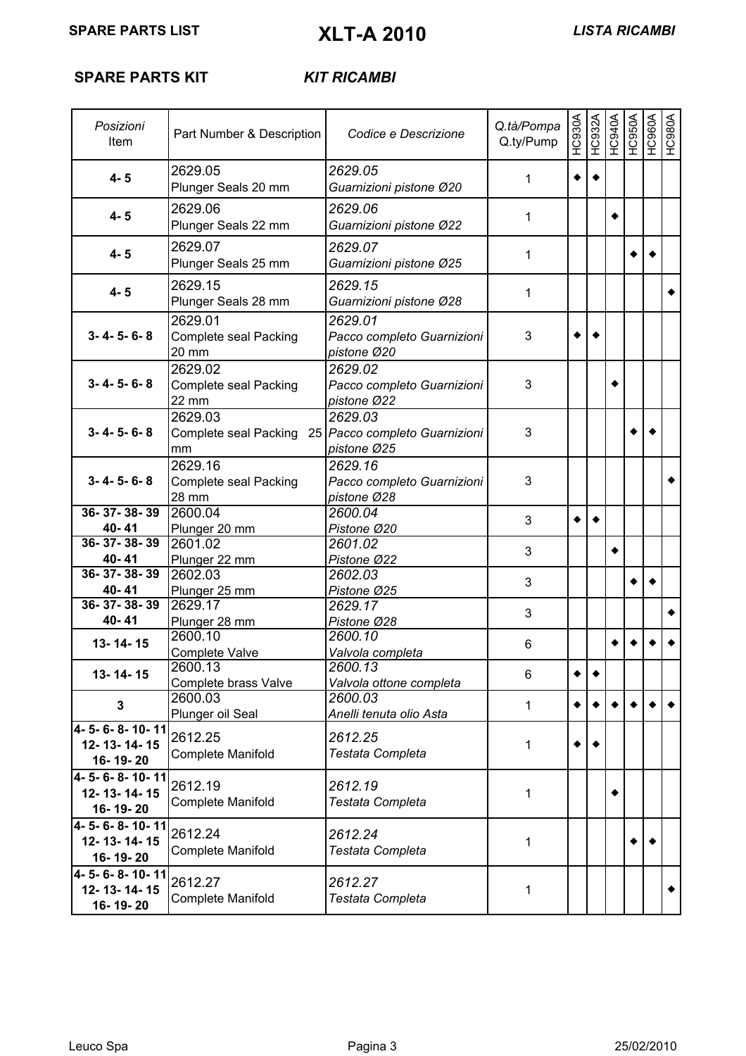## SPARE PARTS KIT *KIT RICAMBI*

| *Posizioni* Item | Part Number & Description | *Codice e Descrizione* | *Q.tà/Pompa* Q.ty/Pump | HC930A | HC932A | HC940A | HC950A | HC960A | HC980A |
|---|---|---|---|---|---|---|---|---|---|
| **4- 5** | 2629.05 Plunger Seals 20 mm | *2629.05 Guarnizioni pistone Ø20* | 1 | ◆ | ◆ | | | | |
| **4- 5** | 2629.06 Plunger Seals 22 mm | *2629.06 Guarnizioni pistone Ø22* | 1 | | | ◆ | | | |
| **4- 5** | 2629.07 Plunger Seals 25 mm | *2629.07 Guarnizioni pistone Ø25* | 1 | | | | ◆ | ◆ | |
| **4- 5** | 2629.15 Plunger Seals 28 mm | *2629.15 Guarnizioni pistone Ø28* | 1 | | | | | | ◆ |
| **3- 4- 5- 6- 8** | 2629.01 Complete seal Packing 20 mm | *2629.01 Pacco completo Guarnizioni pistone Ø20* | 3 | ◆ | ◆ | | | | |
| **3- 4- 5- 6- 8** | 2629.02 Complete seal Packing 22 mm | *2629.02 Pacco completo Guarnizioni pistone Ø22* | 3 | | | ◆ | | | |
| **3- 4- 5- 6- 8** | 2629.03 Complete seal Packing 25 mm | *2629.03 Pacco completo Guarnizioni pistone Ø25* | 3 | | | | ◆ | ◆ | |
| **3- 4- 5- 6- 8** | 2629.16 Complete seal Packing 28 mm | *2629.16 Pacco completo Guarnizioni pistone Ø28* | 3 | | | | | | ◆ |
| **36- 37- 38- 39 40- 41** | 2600.04 Plunger 20 mm | *2600.04 Pistone Ø20* | 3 | ◆ | ◆ | | | | |
| **36- 37- 38- 39 40- 41** | 2601.02 Plunger 22 mm | *2601.02 Pistone Ø22* | 3 | | | ◆ | | | |
| **36- 37- 38- 39 40- 41** | 2602.03 Plunger 25 mm | *2602.03 Pistone Ø25* | 3 | | | | ◆ | ◆ | |
| **36- 37- 38- 39 40- 41** | 2629.17 Plunger 28 mm | *2629.17 Pistone Ø28* | 3 | | | | | | ◆ |
| **13- 14- 15** | 2600.10 Complete Valve | *2600.10 Valvola completa* | 6 | | | ◆ | ◆ | ◆ | ◆ |
| **13- 14- 15** | 2600.13 Complete brass Valve | *2600.13 Valvola ottone completa* | 6 | ◆ | ◆ | | | | |
| **3** | 2600.03 Plunger oil Seal | *2600.03 Anelli tenuta olio Asta* | 1 | ◆ | ◆ | ◆ | ◆ | ◆ | ◆ |
| **4- 5- 6- 8- 10- 11 12- 13- 14- 15 16- 19- 20** | 2612.25 Complete Manifold | *2612.25 Testata Completa* | 1 | ◆ | ◆ | | | | |
| **4- 5- 6- 8- 10- 11 12- 13- 14- 15 16- 19- 20** | 2612.19 Complete Manifold | *2612.19 Testata Completa* | 1 | | | ◆ | | | |
| **4- 5- 6- 8- 10- 11 12- 13- 14- 15 16- 19- 20** | 2612.24 Complete Manifold | *2612.24 Testata Completa* | 1 | | | | ◆ | ◆ | |
| **4- 5- 6- 8- 10- 11 12- 13- 14- 15 16- 19- 20** | 2612.27 Complete Manifold | *2612.27 Testata Completa* | 1 | | | | | | ◆ |